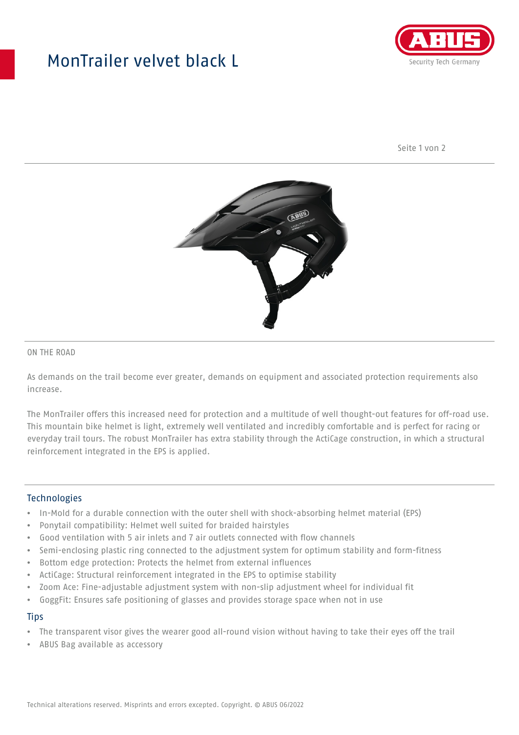# MonTrailer velvet black L

ON THE ROAD

As demands on the trail become ever greater, demands on equipment and associated protection requirements also increase.

The MonTrailer offers this increased need for protection and a multitude of well thought-out features for off-road use. This mountain bike helmet is light, extremely well ventilated and incredibly comfortable and is perfect for racing or everyday trail tours. The robust MonTrailer has extra stability through the ActiCage construction, in which a structural reinforcement integrated in the EPS is applied.

## Technologies

- In-Mold for a durable connection with the outer shell with shock-absorbing helmet material (EPS)
- Ponytail compatibility: Helmet well suited for braided hairstyles
- Good ventilation with 5 air inlets and 7 air outlets connected with flow channels
- Semi-enclosing plastic ring connected to the adjustment system for optimum stability and form-fitness
- Bottom edge protection: Protects the helmet from external influences
- ActiCage: Structural reinforcement integrated in the EPS to optimise stability
- Zoom Ace: Fine-adjustable adjustment system with non-slip adjustment wheel for individual fit
- GoggFit: Ensures safe positioning of glasses and provides storage space when not in use

## Tips

- The transparent visor gives the wearer good all-round vision without having to take their eyes off the trail
- ABUS Bag available as accessory

Technical alterations reserved. Misprints and errors excepted. Copyright. © ABUS 06/2022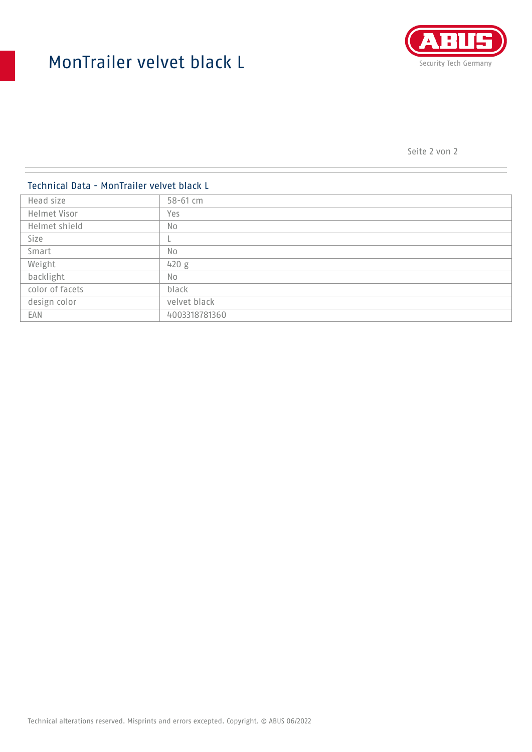# MonTrailer velvet black L

## Technical Data - MonTrailer velvet black L

| | |
|---|---|
| Head size | 58-61 cm |
| Helmet Visor | Yes |
| Helmet shield | No |
| Size | L |
| Smart | No |
| Weight | 420 g |
| backlight | No |
| color of facets | black |
| design color | velvet black |
| EAN | 4003318781360 |

Technical alterations reserved. Misprints and errors excepted. Copyright. © ABUS 06/2022